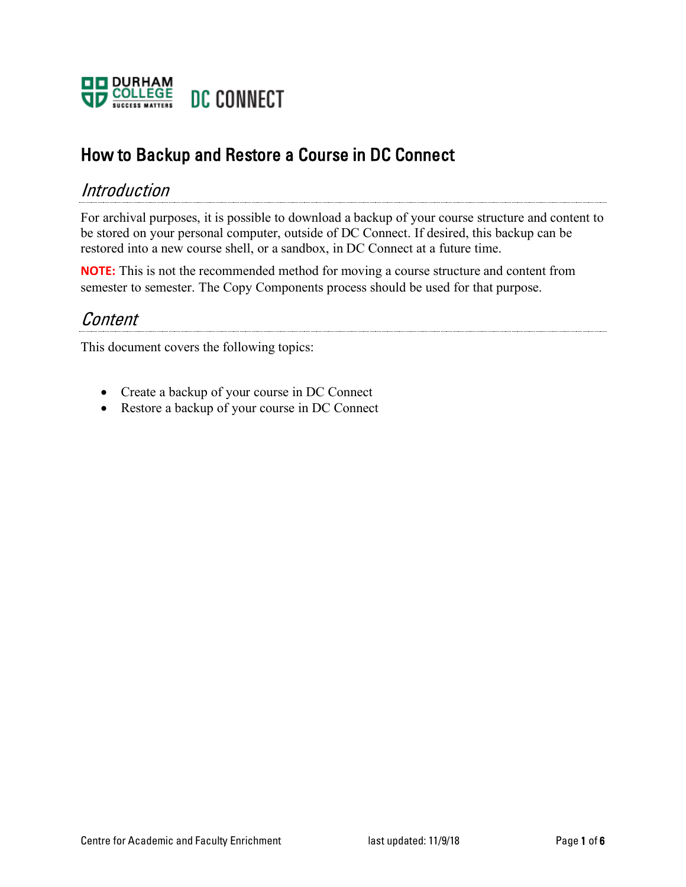# How to Backup and Restore a Course in DC Connect

## *Introduction*

For archival purposes, it is possible to download a backup of your course structure and content to be stored on your personal computer, outside of DC Connect. If desired, this backup can be restored into a new course shell, or a sandbox, in DC Connect at a future time.

**NOTE:** This is not the recommended method for moving a course structure and content from semester to semester. The Copy Components process should be used for that purpose.

## *Content*

This document covers the following topics:

- Create a backup of your course in DC Connect
- Restore a backup of your course in DC Connect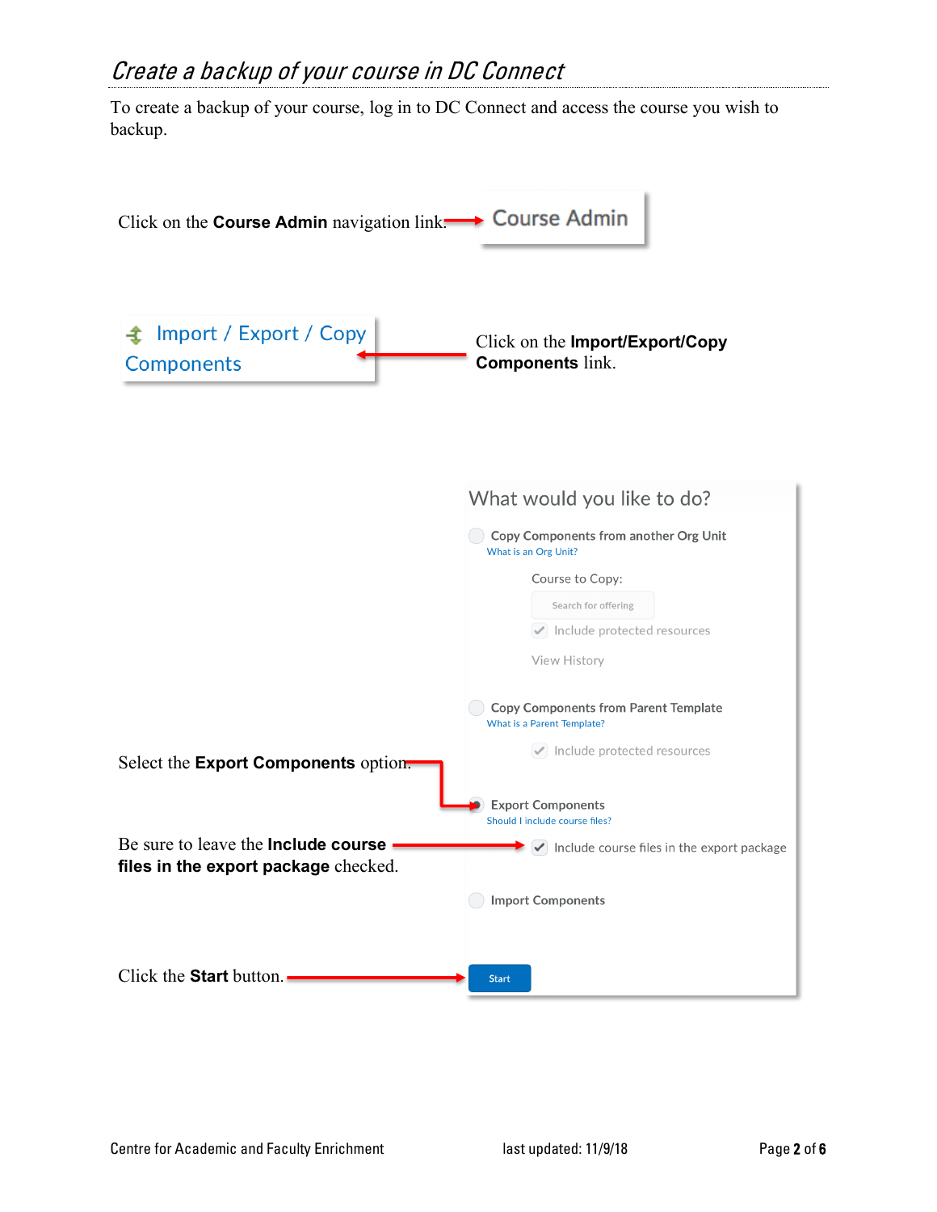# *Create a backup of your course in DC Connect*

To create a backup of your course, log in to DC Connect and access the course you wish to backup.

Click on the **Course Admin** navigation link.

Course Admin

Import / Export / Copy Components

Click on the **Import/Export/Copy Components** link.

What would you like to do?

Copy Components from another Org Unit

What is an Org Unit?

Course to Copy:

Search for offering

Include protected resources

View History

Copy Components from Parent Template

What is a Parent Template?

Include protected resources

Select the **Export Components** option.

Export Components

Should I include course files?

Be sure to leave the **Include course files in the export package** checked.

Include course files in the export package

Import Components

Click the **Start** button.

Start

Centre for Academic and Faculty Enrichment last updated: 11/9/18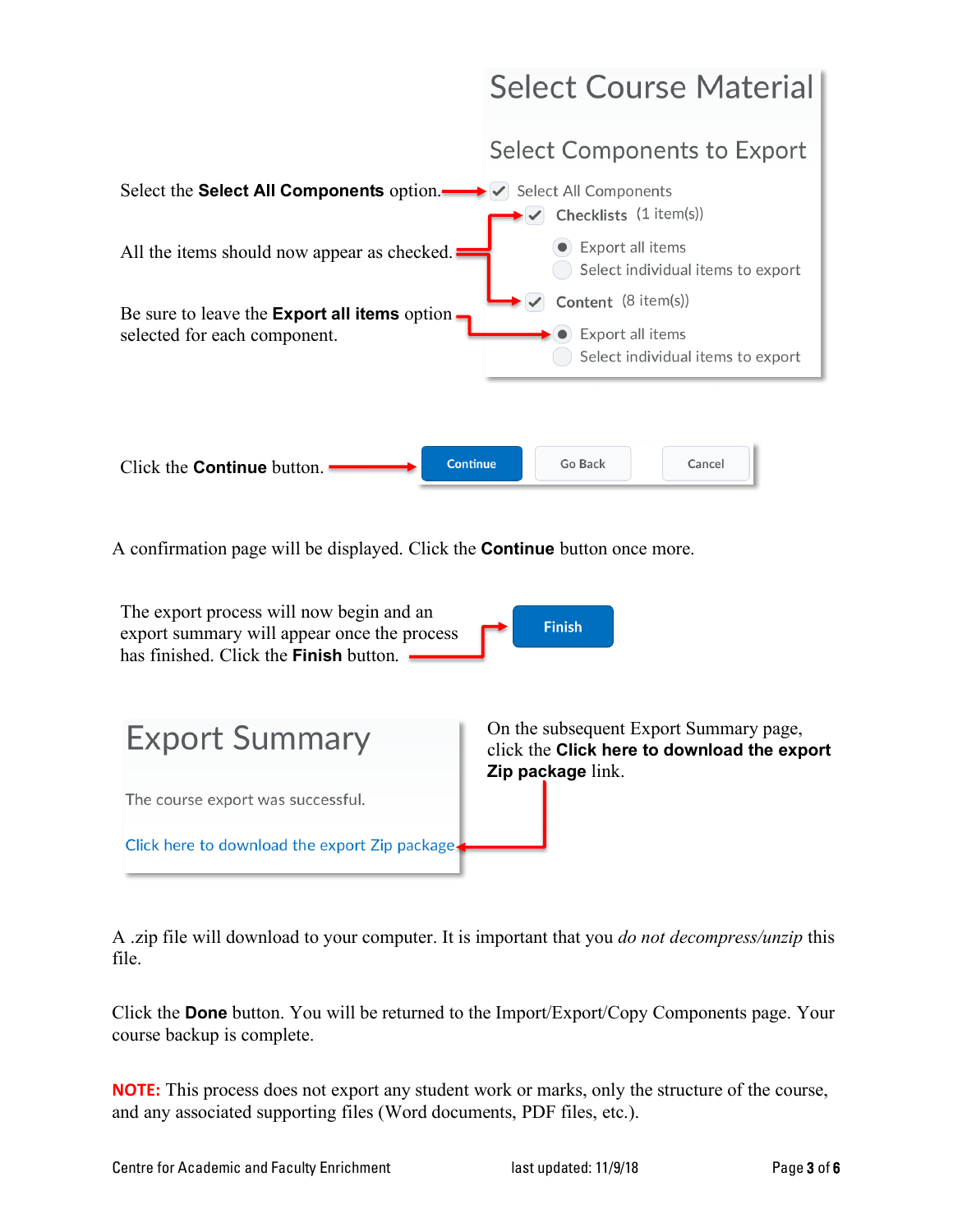Select the **Select All Components** option.

All the items should now appear as checked.

Be sure to leave the **Export all items** option selected for each component.

Select Course Material

Select Components to Export

- Select All Components
  - Checklists (1 item(s))
    - Export all items
    - Select individual items to export
  - Content (8 item(s))
    - Export all items
    - Select individual items to export

Click the **Continue** button.

Continue | Go Back | Cancel

A confirmation page will be displayed. Click the **Continue** button once more.

The export process will now begin and an export summary will appear once the process has finished. Click the **Finish** button.

Finish

Export Summary

The course export was successful.

Click here to download the export Zip package

On the subsequent Export Summary page, click the **Click here to download the export Zip package** link.

A .zip file will download to your computer. It is important that you *do not decompress/unzip* this file.

Click the **Done** button. You will be returned to the Import/Export/Copy Components page. Your course backup is complete.

**NOTE:** This process does not export any student work or marks, only the structure of the course, and any associated supporting files (Word documents, PDF files, etc.).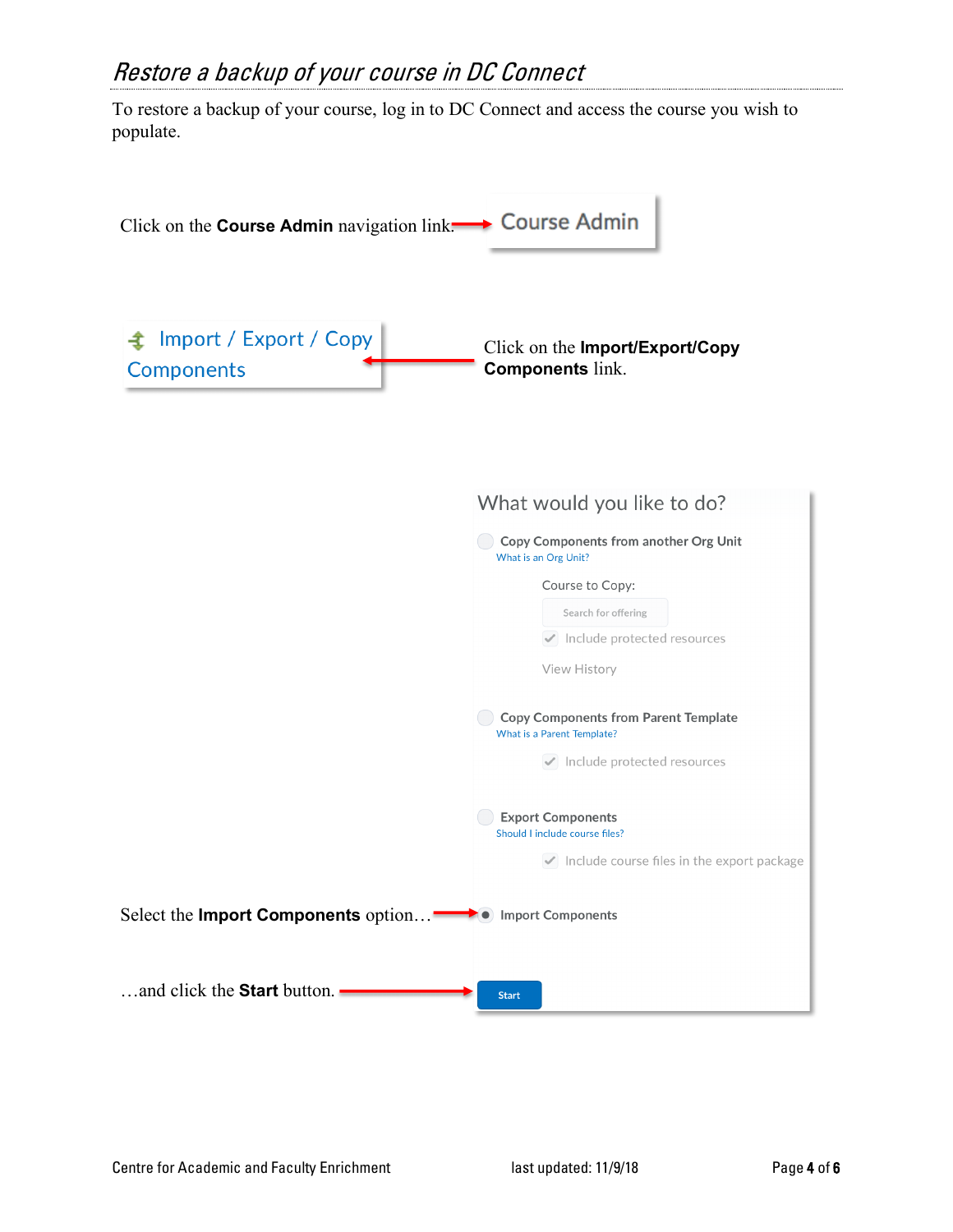## *Restore a backup of your course in DC Connect*

To restore a backup of your course, log in to DC Connect and access the course you wish to populate.

Click on the **Course Admin** navigation link.

Course Admin

Import / Export / Copy Components

Click on the **Import/Export/Copy Components** link.

What would you like to do?

Copy Components from another Org Unit
What is an Org Unit?

Course to Copy:

Search for offering

Include protected resources

View History

Copy Components from Parent Template
What is a Parent Template?

Include protected resources

Export Components
Should I include course files?

Include course files in the export package

Select the **Import Components** option…

Import Components

…and click the **Start** button.

Start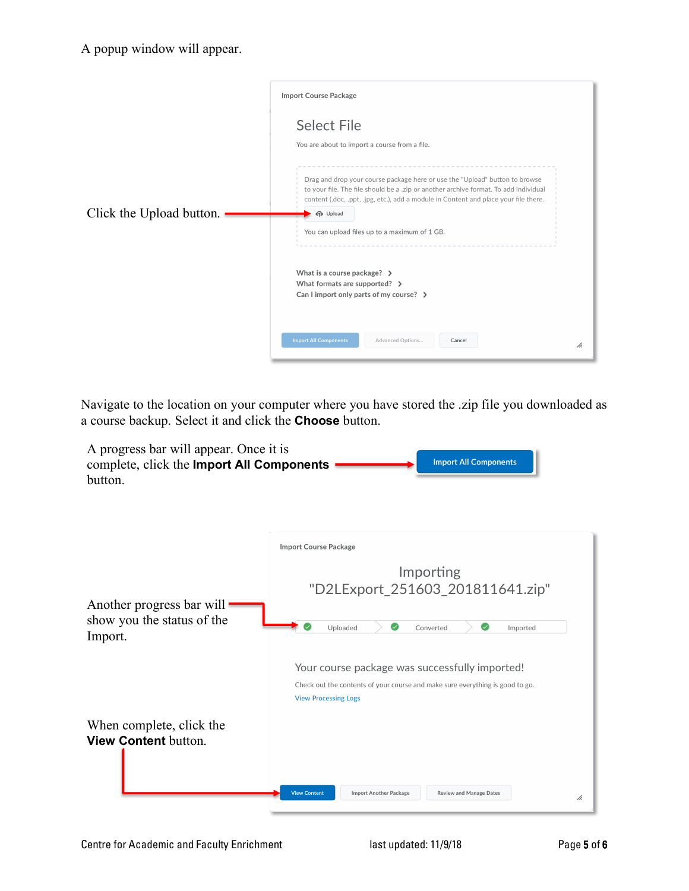A popup window will appear.

Import Course Package

Select File

You are about to import a course from a file.

Drag and drop your course package here or use the "Upload" button to browse to your file. The file should be a .zip or another archive format. To add individual content (.doc, .ppt, .jpg, etc.), add a module in Content and place your file there.

Upload

You can upload files up to a maximum of 1 GB.

What is a course package?
What formats are supported?
Can I import only parts of my course?

Import All Components | Advanced Options... | Cancel

Click the Upload button.

Navigate to the location on your computer where you have stored the .zip file you downloaded as a course backup. Select it and click the **Choose** button.

A progress bar will appear. Once it is complete, click the **Import All Components** button.

Import All Components

Another progress bar will show you the status of the Import.

Import Course Package

Importing "D2LExport_251603_201811641.zip"

Uploaded | Converted | Imported

Your course package was successfully imported!

Check out the contents of your course and make sure everything is good to go.

View Processing Logs

When complete, click the **View Content** button.

View Content | Import Another Package | Review and Manage Dates

Centre for Academic and Faculty Enrichment | last updated: 11/9/18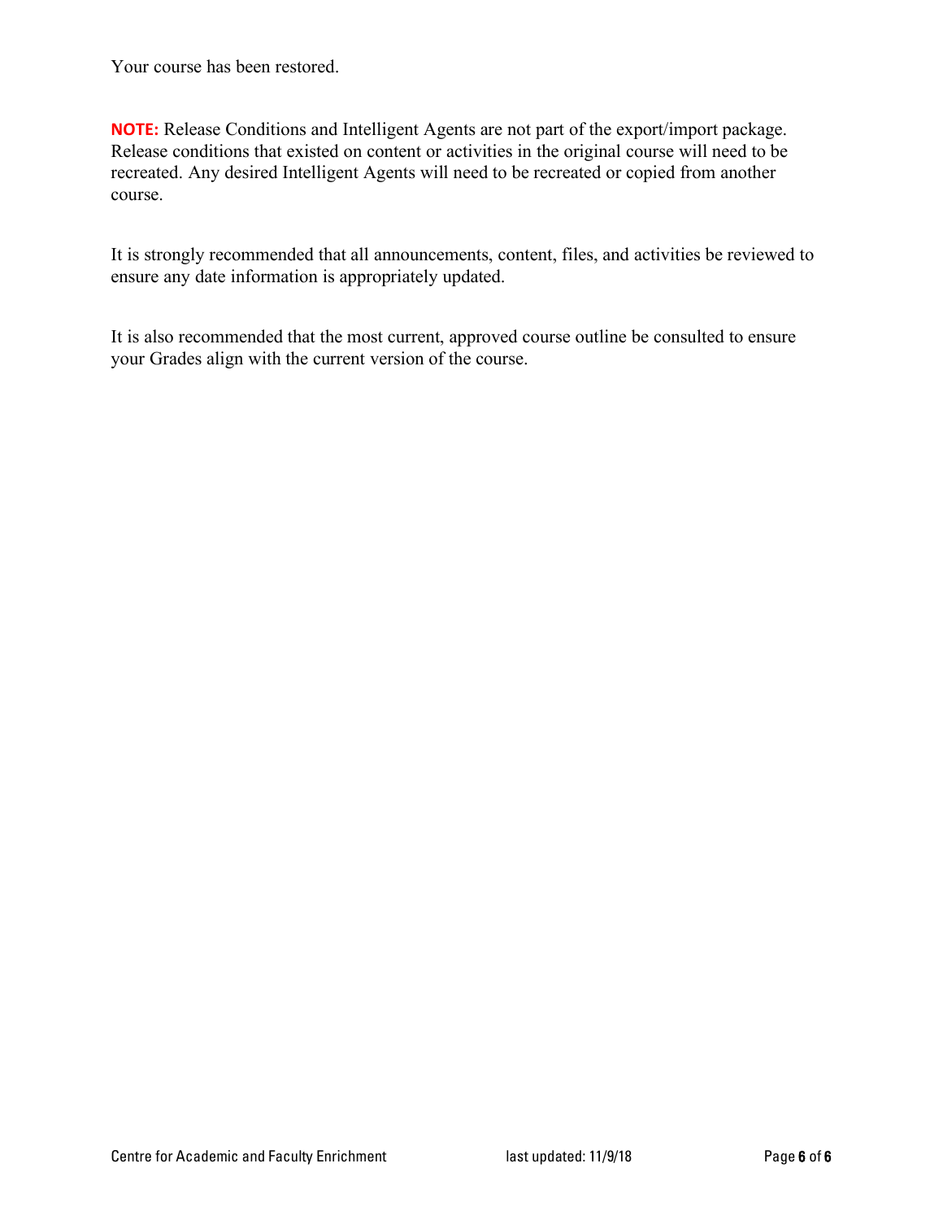Your course has been restored.

**NOTE:** Release Conditions and Intelligent Agents are not part of the export/import package. Release conditions that existed on content or activities in the original course will need to be recreated. Any desired Intelligent Agents will need to be recreated or copied from another course.

It is strongly recommended that all announcements, content, files, and activities be reviewed to ensure any date information is appropriately updated.

It is also recommended that the most current, approved course outline be consulted to ensure your Grades align with the current version of the course.